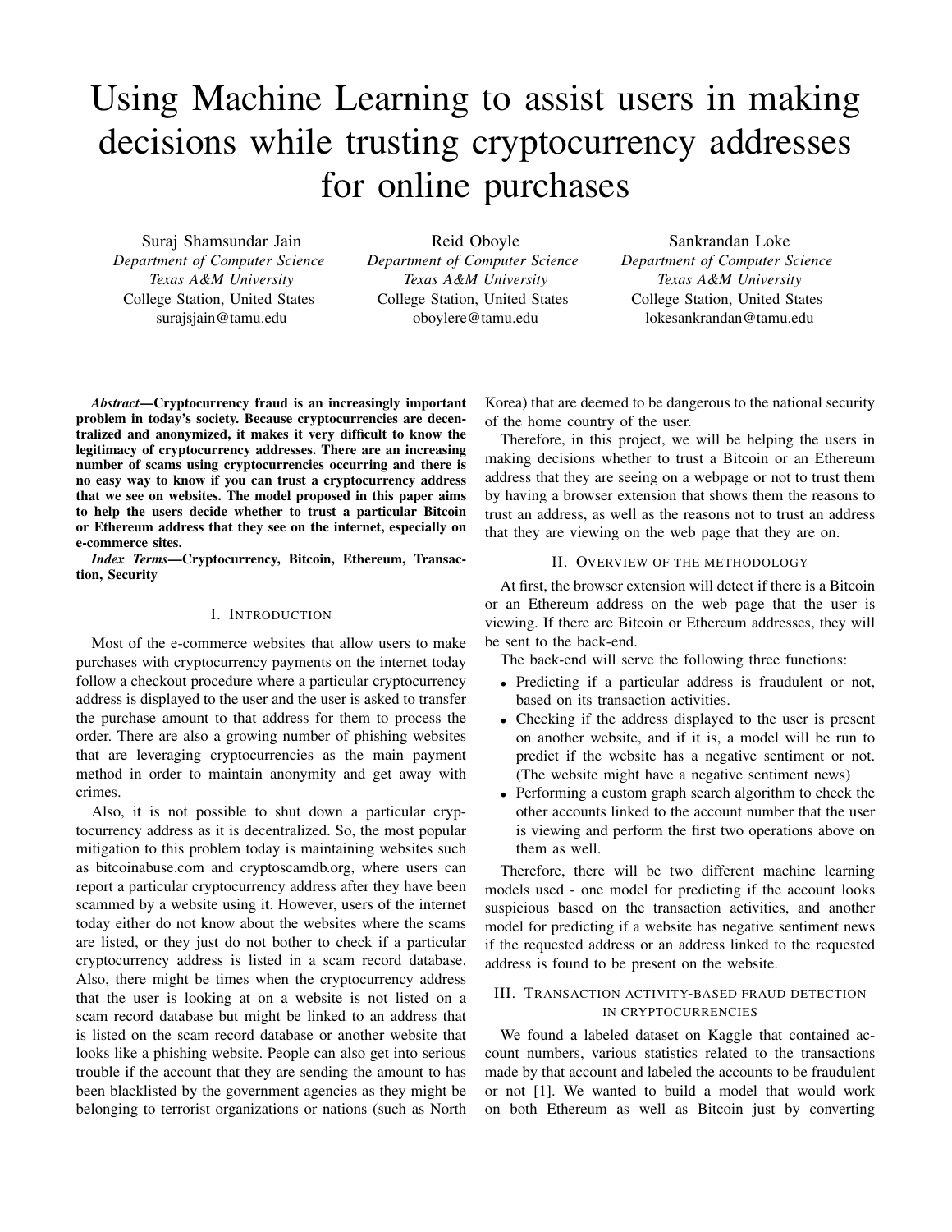# Using Machine Learning to assist users in making decisions while trusting cryptocurrency addresses for online purchases

Suraj Shamsundar Jain
*Department of Computer Science*
*Texas A&M University*
College Station, United States
surajsjain@tamu.edu

Reid Oboyle
*Department of Computer Science*
*Texas A&M University*
College Station, United States
oboylere@tamu.edu

Sankrandan Loke
*Department of Computer Science*
*Texas A&M University*
College Station, United States
lokesankrandan@tamu.edu

***Abstract*—Cryptocurrency fraud is an increasingly important problem in today's society. Because cryptocurrencies are decentralized and anonymized, it makes it very difficult to know the legitimacy of cryptocurrency addresses. There are an increasing number of scams using cryptocurrencies occurring and there is no easy way to know if you can trust a cryptocurrency address that we see on websites. The model proposed in this paper aims to help the users decide whether to trust a particular Bitcoin or Ethereum address that they see on the internet, especially on e-commerce sites.**

***Index Terms*—Cryptocurrency, Bitcoin, Ethereum, Transaction, Security**

## I. Introduction

Most of the e-commerce websites that allow users to make purchases with cryptocurrency payments on the internet today follow a checkout procedure where a particular cryptocurrency address is displayed to the user and the user is asked to transfer the purchase amount to that address for them to process the order. There are also a growing number of phishing websites that are leveraging cryptocurrencies as the main payment method in order to maintain anonymity and get away with crimes.

Also, it is not possible to shut down a particular cryptocurrency address as it is decentralized. So, the most popular mitigation to this problem today is maintaining websites such as bitcoinabuse.com and cryptoscamdb.org, where users can report a particular cryptocurrency address after they have been scammed by a website using it. However, users of the internet today either do not know about the websites where the scams are listed, or they just do not bother to check if a particular cryptocurrency address is listed in a scam record database. Also, there might be times when the cryptocurrency address that the user is looking at on a website is not listed on a scam record database but might be linked to an address that is listed on the scam record database or another website that looks like a phishing website. People can also get into serious trouble if the account that they are sending the amount to has been blacklisted by the government agencies as they might be belonging to terrorist organizations or nations (such as North Korea) that are deemed to be dangerous to the national security of the home country of the user.

Therefore, in this project, we will be helping the users in making decisions whether to trust a Bitcoin or an Ethereum address that they are seeing on a webpage or not to trust them by having a browser extension that shows them the reasons to trust an address, as well as the reasons not to trust an address that they are viewing on the web page that they are on.

## II. Overview of the Methodology

At first, the browser extension will detect if there is a Bitcoin or an Ethereum address on the web page that the user is viewing. If there are Bitcoin or Ethereum addresses, they will be sent to the back-end.

The back-end will serve the following three functions:

- Predicting if a particular address is fraudulent or not, based on its transaction activities.
- Checking if the address displayed to the user is present on another website, and if it is, a model will be run to predict if the website has a negative sentiment or not. (The website might have a negative sentiment news)
- Performing a custom graph search algorithm to check the other accounts linked to the account number that the user is viewing and perform the first two operations above on them as well.

Therefore, there will be two different machine learning models used - one model for predicting if the account looks suspicious based on the transaction activities, and another model for predicting if a website has negative sentiment news if the requested address or an address linked to the requested address is found to be present on the website.

## III. Transaction activity-based fraud detection in cryptocurrencies

We found a labeled dataset on Kaggle that contained account numbers, various statistics related to the transactions made by that account and labeled the accounts to be fraudulent or not [1]. We wanted to build a model that would work on both Ethereum as well as Bitcoin just by converting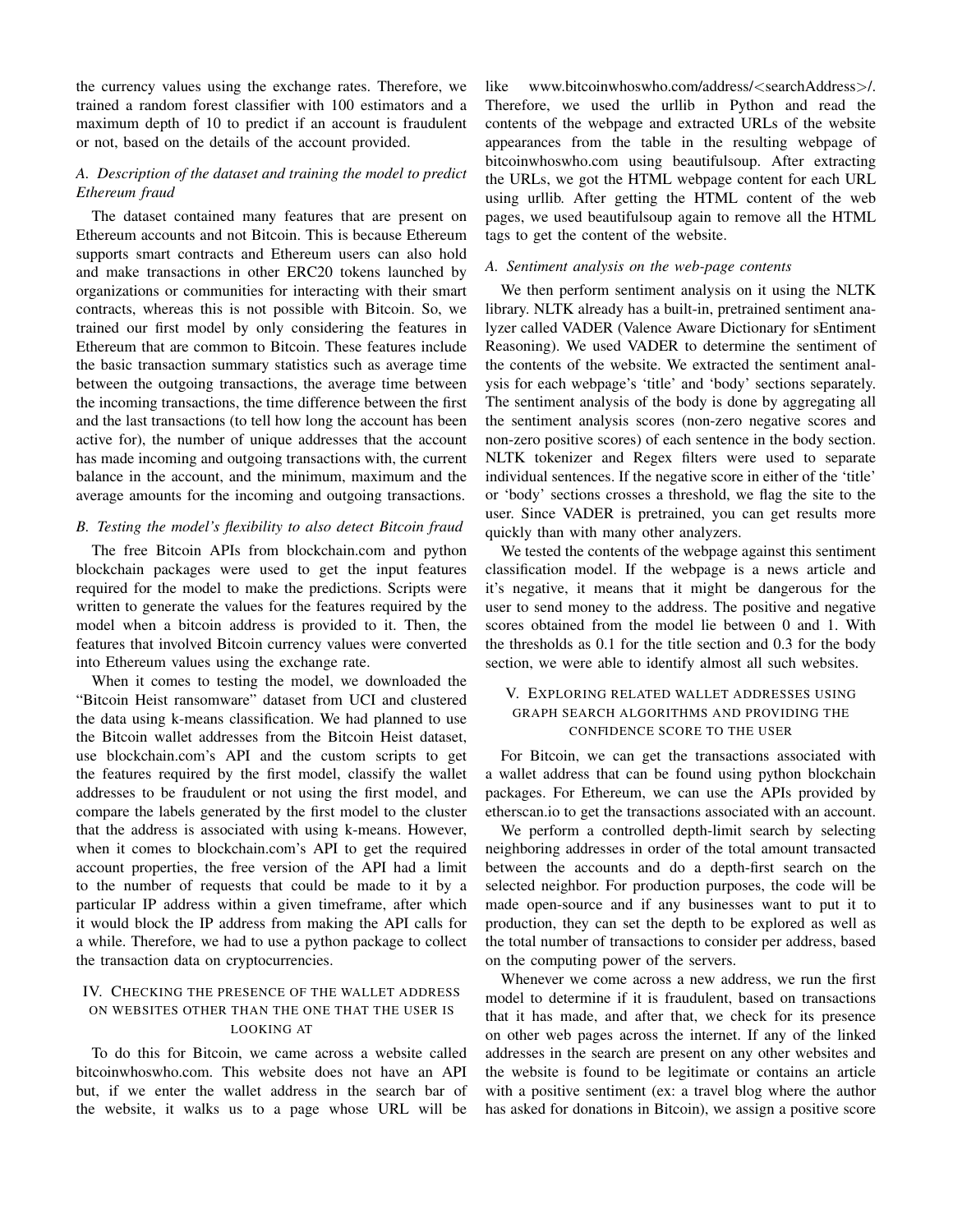the currency values using the exchange rates. Therefore, we trained a random forest classifier with 100 estimators and a maximum depth of 10 to predict if an account is fraudulent or not, based on the details of the account provided.

### A. Description of the dataset and training the model to predict Ethereum fraud

The dataset contained many features that are present on Ethereum accounts and not Bitcoin. This is because Ethereum supports smart contracts and Ethereum users can also hold and make transactions in other ERC20 tokens launched by organizations or communities for interacting with their smart contracts, whereas this is not possible with Bitcoin. So, we trained our first model by only considering the features in Ethereum that are common to Bitcoin. These features include the basic transaction summary statistics such as average time between the outgoing transactions, the average time between the incoming transactions, the time difference between the first and the last transactions (to tell how long the account has been active for), the number of unique addresses that the account has made incoming and outgoing transactions with, the current balance in the account, and the minimum, maximum and the average amounts for the incoming and outgoing transactions.

### B. Testing the model's flexibility to also detect Bitcoin fraud

The free Bitcoin APIs from blockchain.com and python blockchain packages were used to get the input features required for the model to make the predictions. Scripts were written to generate the values for the features required by the model when a bitcoin address is provided to it. Then, the features that involved Bitcoin currency values were converted into Ethereum values using the exchange rate.

When it comes to testing the model, we downloaded the "Bitcoin Heist ransomware" dataset from UCI and clustered the data using k-means classification. We had planned to use the Bitcoin wallet addresses from the Bitcoin Heist dataset, use blockchain.com's API and the custom scripts to get the features required by the first model, classify the wallet addresses to be fraudulent or not using the first model, and compare the labels generated by the first model to the cluster that the address is associated with using k-means. However, when it comes to blockchain.com's API to get the required account properties, the free version of the API had a limit to the number of requests that could be made to it by a particular IP address within a given timeframe, after which it would block the IP address from making the API calls for a while. Therefore, we had to use a python package to collect the transaction data on cryptocurrencies.

## IV. Checking the presence of the wallet address on websites other than the one that the user is looking at

To do this for Bitcoin, we came across a website called bitcoinwhoswho.com. This website does not have an API but, if we enter the wallet address in the search bar of the website, it walks us to a page whose URL will be like www.bitcoinwhoswho.com/address/<searchAddress>/. Therefore, we used the urllib in Python and read the contents of the webpage and extracted URLs of the website appearances from the table in the resulting webpage of bitcoinwhoswho.com using beautifulsoup. After extracting the URLs, we got the HTML webpage content for each URL using urllib. After getting the HTML content of the web pages, we used beautifulsoup again to remove all the HTML tags to get the content of the website.

### A. Sentiment analysis on the web-page contents

We then perform sentiment analysis on it using the NLTK library. NLTK already has a built-in, pretrained sentiment analyzer called VADER (Valence Aware Dictionary for sEntiment Reasoning). We used VADER to determine the sentiment of the contents of the website. We extracted the sentiment analysis for each webpage's 'title' and 'body' sections separately. The sentiment analysis of the body is done by aggregating all the sentiment analysis scores (non-zero negative scores and non-zero positive scores) of each sentence in the body section. NLTK tokenizer and Regex filters were used to separate individual sentences. If the negative score in either of the 'title' or 'body' sections crosses a threshold, we flag the site to the user. Since VADER is pretrained, you can get results more quickly than with many other analyzers.

We tested the contents of the webpage against this sentiment classification model. If the webpage is a news article and it's negative, it means that it might be dangerous for the user to send money to the address. The positive and negative scores obtained from the model lie between 0 and 1. With the thresholds as 0.1 for the title section and 0.3 for the body section, we were able to identify almost all such websites.

## V. Exploring related wallet addresses using graph search algorithms and providing the confidence score to the user

For Bitcoin, we can get the transactions associated with a wallet address that can be found using python blockchain packages. For Ethereum, we can use the APIs provided by etherscan.io to get the transactions associated with an account.

We perform a controlled depth-limit search by selecting neighboring addresses in order of the total amount transacted between the accounts and do a depth-first search on the selected neighbor. For production purposes, the code will be made open-source and if any businesses want to put it to production, they can set the depth to be explored as well as the total number of transactions to consider per address, based on the computing power of the servers.

Whenever we come across a new address, we run the first model to determine if it is fraudulent, based on transactions that it has made, and after that, we check for its presence on other web pages across the internet. If any of the linked addresses in the search are present on any other websites and the website is found to be legitimate or contains an article with a positive sentiment (ex: a travel blog where the author has asked for donations in Bitcoin), we assign a positive score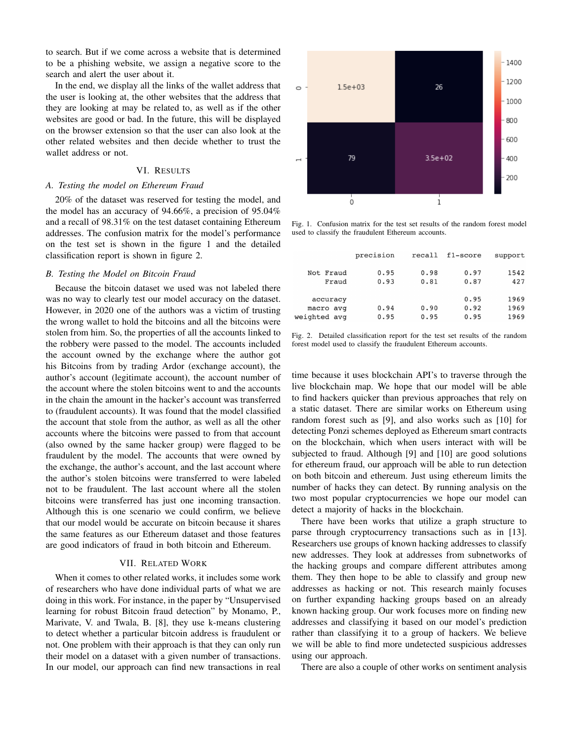to search. But if we come across a website that is determined to be a phishing website, we assign a negative score to the search and alert the user about it.

In the end, we display all the links of the wallet address that the user is looking at, the other websites that the address that they are looking at may be related to, as well as if the other websites are good or bad. In the future, this will be displayed on the browser extension so that the user can also look at the other related websites and then decide whether to trust the wallet address or not.

## VI. Results

### A. Testing the model on Ethereum Fraud

20% of the dataset was reserved for testing the model, and the model has an accuracy of 94.66%, a precision of 95.04% and a recall of 98.31% on the test dataset containing Ethereum addresses. The confusion matrix for the model's performance on the test set is shown in the figure 1 and the detailed classification report is shown in figure 2.

### B. Testing the Model on Bitcoin Fraud

Because the bitcoin dataset we used was not labeled there was no way to clearly test our model accuracy on the dataset. However, in 2020 one of the authors was a victim of trusting the wrong wallet to hold the bitcoins and all the bitcoins were stolen from him. So, the properties of all the accounts linked to the robbery were passed to the model. The accounts included the account owned by the exchange where the author got his Bitcoins from by trading Ardor (exchange account), the author's account (legitimate account), the account number of the account where the stolen bitcoins went to and the accounts in the chain the amount in the hacker's account was transferred to (fraudulent accounts). It was found that the model classified the account that stole from the author, as well as all the other accounts where the bitcoins were passed to from that account (also owned by the same hacker group) were flagged to be fraudulent by the model. The accounts that were owned by the exchange, the author's account, and the last account where the author's stolen bitcoins were transferred to were labeled not to be fraudulent. The last account where all the stolen bitcoins were transferred has just one incoming transaction. Although this is one scenario we could confirm, we believe that our model would be accurate on bitcoin because it shares the same features as our Ethereum dataset and those features are good indicators of fraud in both bitcoin and Ethereum.

## VII. Related Work

When it comes to other related works, it includes some work of researchers who have done individual parts of what we are doing in this work. For instance, in the paper by "Unsupervised learning for robust Bitcoin fraud detection" by Monamo, P., Marivate, V. and Twala, B. [8], they use k-means clustering to detect whether a particular bitcoin address is fraudulent or not. One problem with their approach is that they can only run their model on a dataset with a given number of transactions. In our model, our approach can find new transactions in real time because it uses blockchain API's to traverse through the live blockchain map. We hope that our model will be able to find hackers quicker than previous approaches that rely on a static dataset. There are similar works on Ethereum using random forest such as [9], and also works such as [10] for detecting Ponzi schemes deployed as Ethereum smart contracts on the blockchain, which when users interact with will be subjected to fraud. Although [9] and [10] are good solutions for ethereum fraud, our approach will be able to run detection on both bitcoin and ethereum. Just using ethereum limits the number of hacks they can detect. By running analysis on the two most popular cryptocurrencies we hope our model can detect a majority of hacks in the blockchain.

There have been works that utilize a graph structure to parse through cryptocurrency transactions such as in [13]. Researchers use groups of known hacking addresses to classify new addresses. They look at addresses from subnetworks of the hacking groups and compare different attributes among them. They then hope to be able to classify and group new addresses as hacking or not. This research mainly focuses on further expanding hacking groups based on an already known hacking group. Our work focuses more on finding new addresses and classifying it based on our model's prediction rather than classifying it to a group of hackers. We believe we will be able to find more undetected suspicious addresses using our approach.

There are also a couple of other works on sentiment analysis

| | 0 | 1 |
|---|---|---|
| 0 | 1.5e+03 | 26 |
| 1 | 79 | 3.5e+02 |

Fig. 1. Confusion matrix for the test set results of the random forest model used to classify the fraudulent Ethereum accounts.

| | precision | recall | f1-score | support |
|---|---|---|---|---|
| Not Fraud | 0.95 | 0.98 | 0.97 | 1542 |
| Fraud | 0.93 | 0.81 | 0.87 | 427 |
| accuracy | | | 0.95 | 1969 |
| macro avg | 0.94 | 0.90 | 0.92 | 1969 |
| weighted avg | 0.95 | 0.95 | 0.95 | 1969 |

Fig. 2. Detailed classification report for the test set results of the random forest model used to classify the fraudulent Ethereum accounts.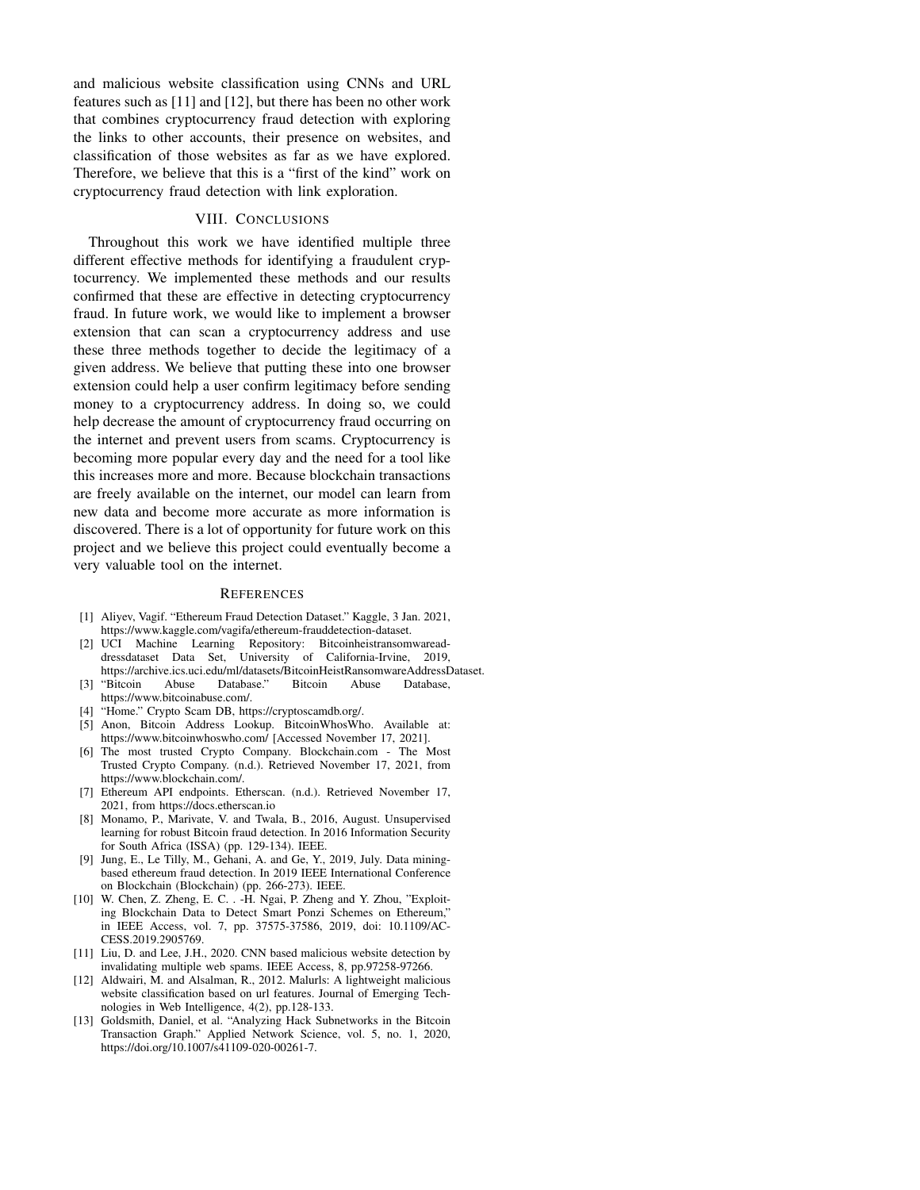and malicious website classification using CNNs and URL features such as [11] and [12], but there has been no other work that combines cryptocurrency fraud detection with exploring the links to other accounts, their presence on websites, and classification of those websites as far as we have explored. Therefore, we believe that this is a "first of the kind" work on cryptocurrency fraud detection with link exploration.

## VIII. Conclusions

Throughout this work we have identified multiple three different effective methods for identifying a fraudulent cryptocurrency. We implemented these methods and our results confirmed that these are effective in detecting cryptocurrency fraud. In future work, we would like to implement a browser extension that can scan a cryptocurrency address and use these three methods together to decide the legitimacy of a given address. We believe that putting these into one browser extension could help a user confirm legitimacy before sending money to a cryptocurrency address. In doing so, we could help decrease the amount of cryptocurrency fraud occurring on the internet and prevent users from scams. Cryptocurrency is becoming more popular every day and the need for a tool like this increases more and more. Because blockchain transactions are freely available on the internet, our model can learn from new data and become more accurate as more information is discovered. There is a lot of opportunity for future work on this project and we believe this project could eventually become a very valuable tool on the internet.

## References

[1] Aliyev, Vagif. "Ethereum Fraud Detection Dataset." Kaggle, 3 Jan. 2021, https://www.kaggle.com/vagifa/ethereum-frauddetection-dataset.

[2] UCI Machine Learning Repository: Bitcoinheistransomwareaddressdataset Data Set, University of California-Irvine, 2019, https://archive.ics.uci.edu/ml/datasets/BitcoinHeistRansomwareAddressDataset.

[3] "Bitcoin Abuse Database." Bitcoin Abuse Database, https://www.bitcoinabuse.com/.

[4] "Home." Crypto Scam DB, https://cryptoscamdb.org/.

[5] Anon, Bitcoin Address Lookup. BitcoinWhosWho. Available at: https://www.bitcoinwhoswho.com/ [Accessed November 17, 2021].

[6] The most trusted Crypto Company. Blockchain.com - The Most Trusted Crypto Company. (n.d.). Retrieved November 17, 2021, from https://www.blockchain.com/.

[7] Ethereum API endpoints. Etherscan. (n.d.). Retrieved November 17, 2021, from https://docs.etherscan.io

[8] Monamo, P., Marivate, V. and Twala, B., 2016, August. Unsupervised learning for robust Bitcoin fraud detection. In 2016 Information Security for South Africa (ISSA) (pp. 129-134). IEEE.

[9] Jung, E., Le Tilly, M., Gehani, A. and Ge, Y., 2019, July. Data mining-based ethereum fraud detection. In 2019 IEEE International Conference on Blockchain (Blockchain) (pp. 266-273). IEEE.

[10] W. Chen, Z. Zheng, E. C. . -H. Ngai, P. Zheng and Y. Zhou, "Exploiting Blockchain Data to Detect Smart Ponzi Schemes on Ethereum," in IEEE Access, vol. 7, pp. 37575-37586, 2019, doi: 10.1109/ACCESS.2019.2905769.

[11] Liu, D. and Lee, J.H., 2020. CNN based malicious website detection by invalidating multiple web spams. IEEE Access, 8, pp.97258-97266.

[12] Aldwairi, M. and Alsalman, R., 2012. Malurls: A lightweight malicious website classification based on url features. Journal of Emerging Technologies in Web Intelligence, 4(2), pp.128-133.

[13] Goldsmith, Daniel, et al. "Analyzing Hack Subnetworks in the Bitcoin Transaction Graph." Applied Network Science, vol. 5, no. 1, 2020, https://doi.org/10.1007/s41109-020-00261-7.